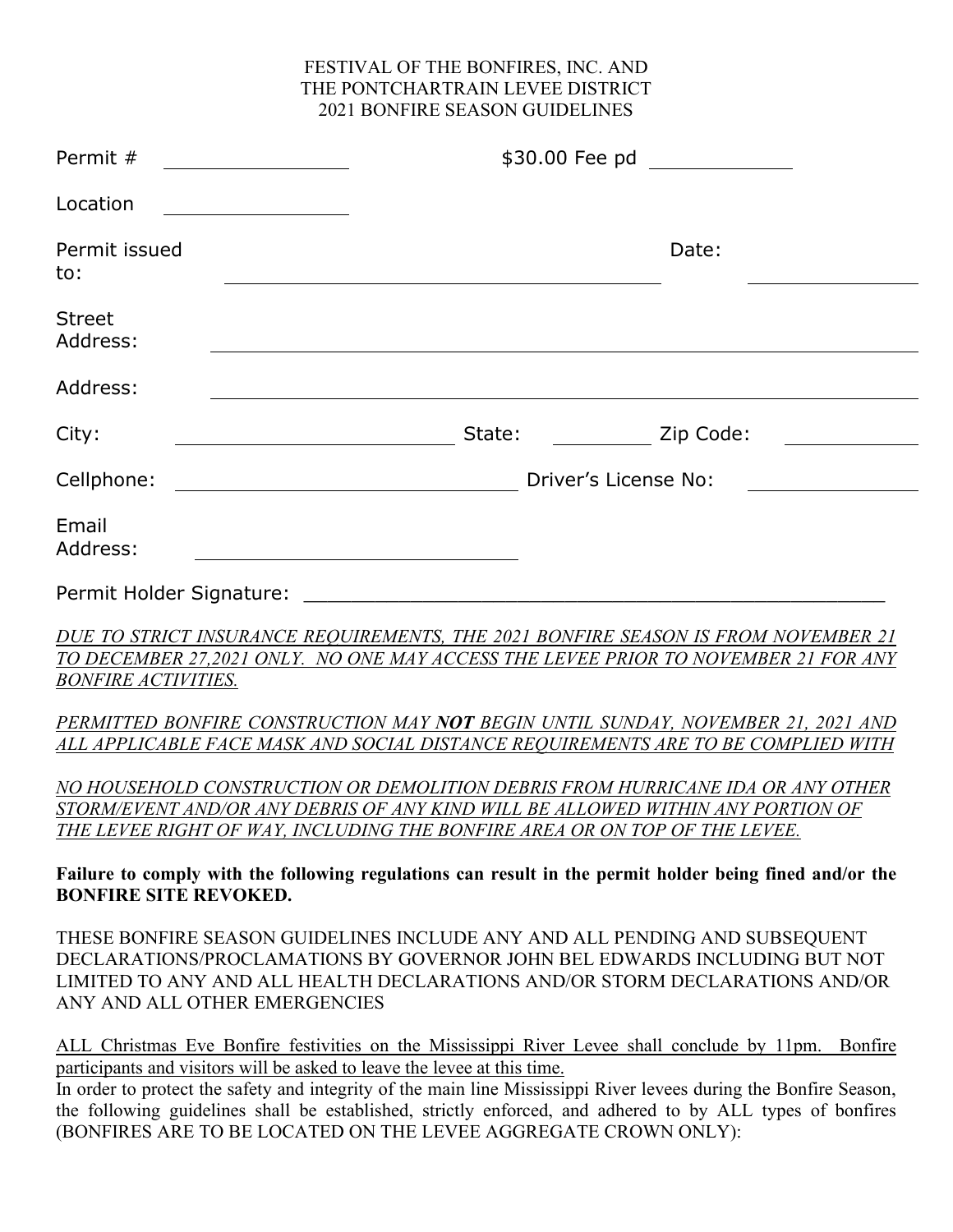FESTIVAL OF THE BONFIRES, INC. AND
THE PONTCHARTRAIN LEVEE DISTRICT
2021 BONFIRE SEASON GUIDELINES

Permit # ______________ $30.00 Fee pd ____________

Location ______________

Permit issued to: ______________________________ Date: ______________

Street Address: ______________________________________________

Address: ______________________________________________

City: ____________________ State: ________ Zip Code: ____________

Cellphone: ________________________ Driver's License No: ______________

Email Address: ________________________

Permit Holder Signature: ________________________________________

*DUE TO STRICT INSURANCE REQUIREMENTS, THE 2021 BONFIRE SEASON IS FROM NOVEMBER 21 TO DECEMBER 27,2021 ONLY. NO ONE MAY ACCESS THE LEVEE PRIOR TO NOVEMBER 21 FOR ANY BONFIRE ACTIVITIES.*

*PERMITTED BONFIRE CONSTRUCTION MAY **NOT** BEGIN UNTIL SUNDAY, NOVEMBER 21, 2021 AND ALL APPLICABLE FACE MASK AND SOCIAL DISTANCE REQUIREMENTS ARE TO BE COMPLIED WITH*

*NO HOUSEHOLD CONSTRUCTION OR DEMOLITION DEBRIS FROM HURRICANE IDA OR ANY OTHER STORM/EVENT AND/OR ANY DEBRIS OF ANY KIND WILL BE ALLOWED WITHIN ANY PORTION OF THE LEVEE RIGHT OF WAY, INCLUDING THE BONFIRE AREA OR ON TOP OF THE LEVEE.*

**Failure to comply with the following regulations can result in the permit holder being fined and/or the BONFIRE SITE REVOKED.**

THESE BONFIRE SEASON GUIDELINES INCLUDE ANY AND ALL PENDING AND SUBSEQUENT DECLARATIONS/PROCLAMATIONS BY GOVERNOR JOHN BEL EDWARDS INCLUDING BUT NOT LIMITED TO ANY AND ALL HEALTH DECLARATIONS AND/OR STORM DECLARATIONS AND/OR ANY AND ALL OTHER EMERGENCIES

ALL Christmas Eve Bonfire festivities on the Mississippi River Levee shall conclude by 11pm. Bonfire participants and visitors will be asked to leave the levee at this time.

In order to protect the safety and integrity of the main line Mississippi River levees during the Bonfire Season, the following guidelines shall be established, strictly enforced, and adhered to by ALL types of bonfires (BONFIRES ARE TO BE LOCATED ON THE LEVEE AGGREGATE CROWN ONLY):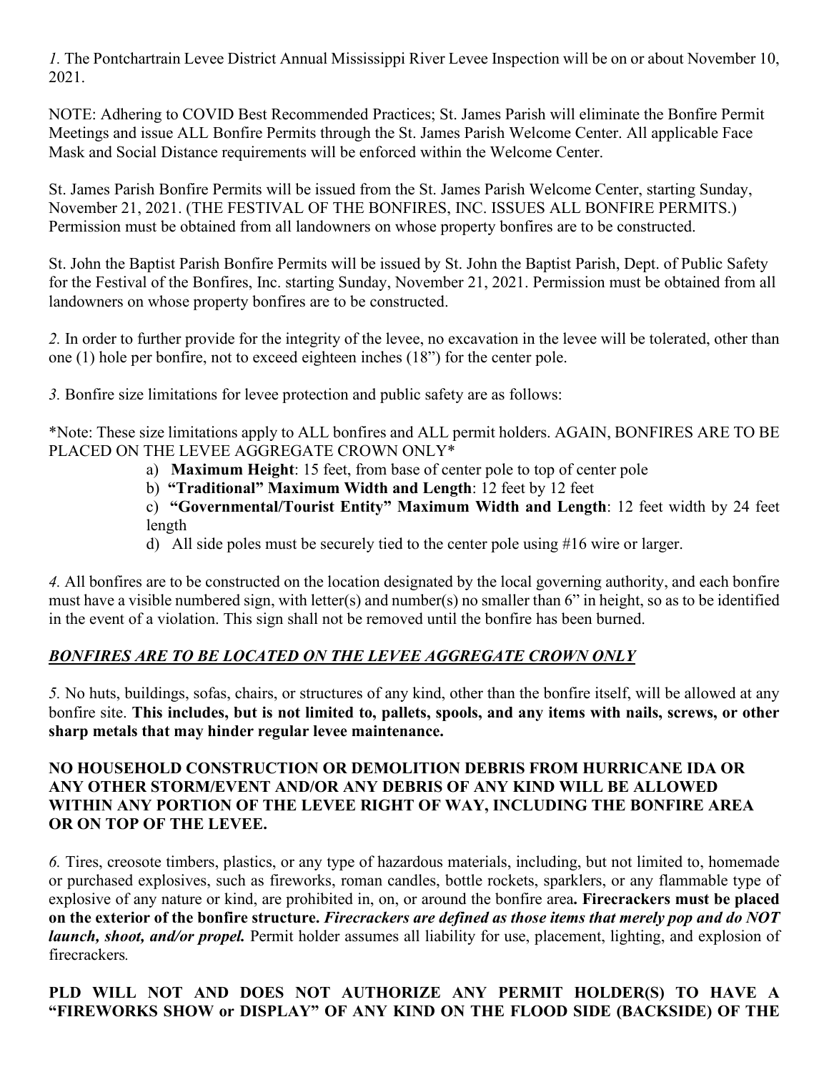*1.* The Pontchartrain Levee District Annual Mississippi River Levee Inspection will be on or about November 10, 2021.

NOTE: Adhering to COVID Best Recommended Practices; St. James Parish will eliminate the Bonfire Permit Meetings and issue ALL Bonfire Permits through the St. James Parish Welcome Center. All applicable Face Mask and Social Distance requirements will be enforced within the Welcome Center.

St. James Parish Bonfire Permits will be issued from the St. James Parish Welcome Center, starting Sunday, November 21, 2021. (THE FESTIVAL OF THE BONFIRES, INC. ISSUES ALL BONFIRE PERMITS.) Permission must be obtained from all landowners on whose property bonfires are to be constructed.

St. John the Baptist Parish Bonfire Permits will be issued by St. John the Baptist Parish, Dept. of Public Safety for the Festival of the Bonfires, Inc. starting Sunday, November 21, 2021. Permission must be obtained from all landowners on whose property bonfires are to be constructed.

*2.* In order to further provide for the integrity of the levee, no excavation in the levee will be tolerated, other than one (1) hole per bonfire, not to exceed eighteen inches (18") for the center pole.

*3.* Bonfire size limitations for levee protection and public safety are as follows:

*Note: These size limitations apply to ALL bonfires and ALL permit holders. AGAIN, BONFIRES ARE TO BE PLACED ON THE LEVEE AGGREGATE CROWN ONLY*

a) **Maximum Height**: 15 feet, from base of center pole to top of center pole
b) **"Traditional" Maximum Width and Length**: 12 feet by 12 feet
c) **"Governmental/Tourist Entity" Maximum Width and Length**: 12 feet width by 24 feet length
d) All side poles must be securely tied to the center pole using #16 wire or larger.

*4.* All bonfires are to be constructed on the location designated by the local governing authority, and each bonfire must have a visible numbered sign, with letter(s) and number(s) no smaller than 6" in height, so as to be identified in the event of a violation. This sign shall not be removed until the bonfire has been burned.

***<u>BONFIRES ARE TO BE LOCATED ON THE LEVEE AGGREGATE CROWN ONLY</u>***

*5.* No huts, buildings, sofas, chairs, or structures of any kind, other than the bonfire itself, will be allowed at any bonfire site. **This includes, but is not limited to, pallets, spools, and any items with nails, screws, or other sharp metals that may hinder regular levee maintenance.**

**NO HOUSEHOLD CONSTRUCTION OR DEMOLITION DEBRIS FROM HURRICANE IDA OR ANY OTHER STORM/EVENT AND/OR ANY DEBRIS OF ANY KIND WILL BE ALLOWED WITHIN ANY PORTION OF THE LEVEE RIGHT OF WAY, INCLUDING THE BONFIRE AREA OR ON TOP OF THE LEVEE.**

*6.* Tires, creosote timbers, plastics, or any type of hazardous materials, including, but not limited to, homemade or purchased explosives, such as fireworks, roman candles, bottle rockets, sparklers, or any flammable type of explosive of any nature or kind, are prohibited in, on, or around the bonfire area**. Firecrackers must be placed on the exterior of the bonfire structure. *Firecrackers are defined as those items that merely pop and do NOT launch, shoot, and/or propel.*** Permit holder assumes all liability for use, placement, lighting, and explosion of firecrackers*.*

**PLD WILL NOT AND DOES NOT AUTHORIZE ANY PERMIT HOLDER(S) TO HAVE A "FIREWORKS SHOW or DISPLAY" OF ANY KIND ON THE FLOOD SIDE (BACKSIDE) OF THE**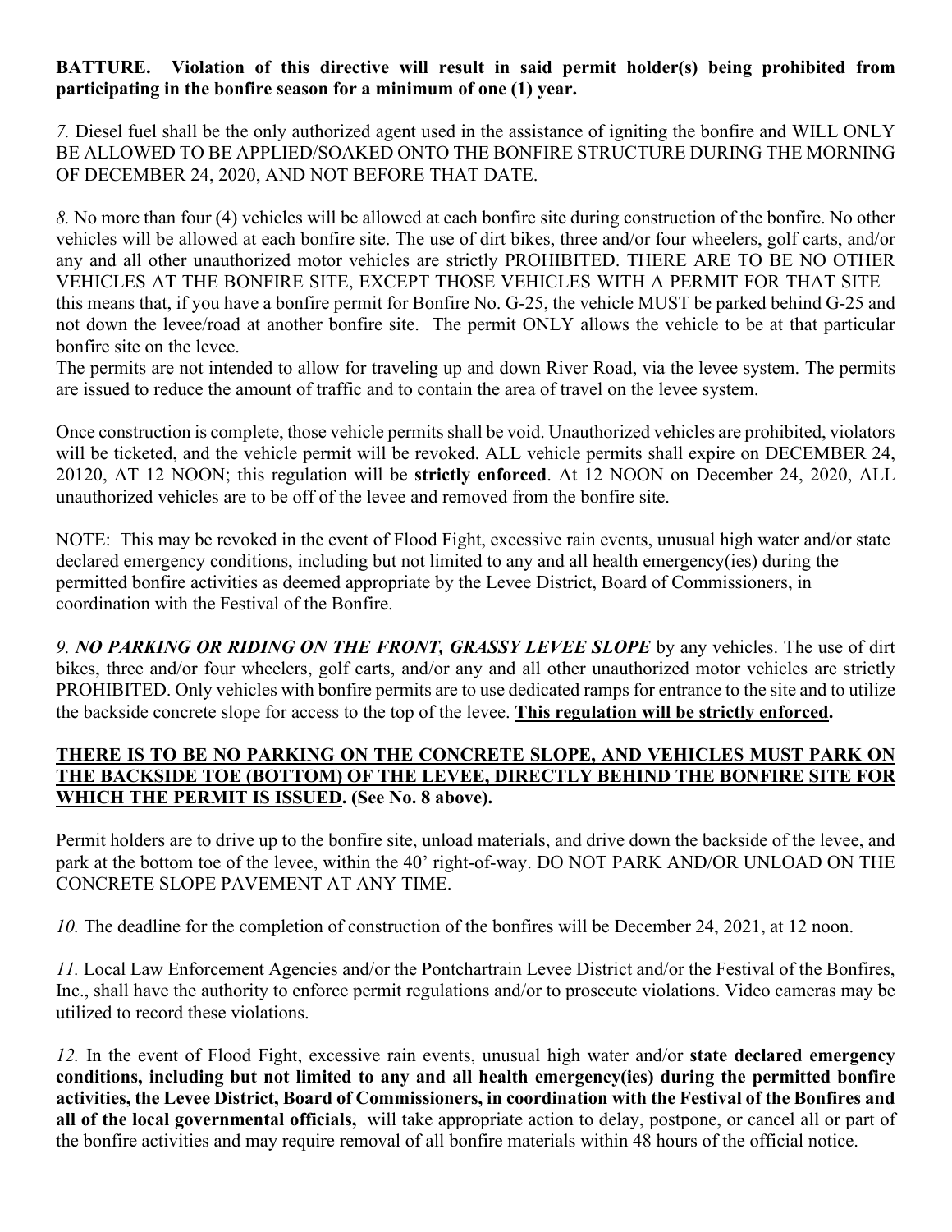**BATTURE. Violation of this directive will result in said permit holder(s) being prohibited from participating in the bonfire season for a minimum of one (1) year.**

*7.* Diesel fuel shall be the only authorized agent used in the assistance of igniting the bonfire and WILL ONLY BE ALLOWED TO BE APPLIED/SOAKED ONTO THE BONFIRE STRUCTURE DURING THE MORNING OF DECEMBER 24, 2020, AND NOT BEFORE THAT DATE.

*8.* No more than four (4) vehicles will be allowed at each bonfire site during construction of the bonfire. No other vehicles will be allowed at each bonfire site. The use of dirt bikes, three and/or four wheelers, golf carts, and/or any and all other unauthorized motor vehicles are strictly PROHIBITED. THERE ARE TO BE NO OTHER VEHICLES AT THE BONFIRE SITE, EXCEPT THOSE VEHICLES WITH A PERMIT FOR THAT SITE – this means that, if you have a bonfire permit for Bonfire No. G-25, the vehicle MUST be parked behind G-25 and not down the levee/road at another bonfire site. The permit ONLY allows the vehicle to be at that particular bonfire site on the levee.

The permits are not intended to allow for traveling up and down River Road, via the levee system. The permits are issued to reduce the amount of traffic and to contain the area of travel on the levee system.

Once construction is complete, those vehicle permits shall be void. Unauthorized vehicles are prohibited, violators will be ticketed, and the vehicle permit will be revoked. ALL vehicle permits shall expire on DECEMBER 24, 20120, AT 12 NOON; this regulation will be **strictly enforced**. At 12 NOON on December 24, 2020, ALL unauthorized vehicles are to be off of the levee and removed from the bonfire site.

NOTE: This may be revoked in the event of Flood Fight, excessive rain events, unusual high water and/or state declared emergency conditions, including but not limited to any and all health emergency(ies) during the permitted bonfire activities as deemed appropriate by the Levee District, Board of Commissioners, in coordination with the Festival of the Bonfire.

*9. **NO PARKING OR RIDING ON THE FRONT, GRASSY LEVEE SLOPE*** by any vehicles. The use of dirt bikes, three and/or four wheelers, golf carts, and/or any and all other unauthorized motor vehicles are strictly PROHIBITED. Only vehicles with bonfire permits are to use dedicated ramps for entrance to the site and to utilize the backside concrete slope for access to the top of the levee. **This regulation will be strictly enforced.**

**THERE IS TO BE NO PARKING ON THE CONCRETE SLOPE, AND VEHICLES MUST PARK ON THE BACKSIDE TOE (BOTTOM) OF THE LEVEE, DIRECTLY BEHIND THE BONFIRE SITE FOR WHICH THE PERMIT IS ISSUED. (See No. 8 above).**

Permit holders are to drive up to the bonfire site, unload materials, and drive down the backside of the levee, and park at the bottom toe of the levee, within the 40' right-of-way. DO NOT PARK AND/OR UNLOAD ON THE CONCRETE SLOPE PAVEMENT AT ANY TIME.

*10.* The deadline for the completion of construction of the bonfires will be December 24, 2021, at 12 noon.

*11.* Local Law Enforcement Agencies and/or the Pontchartrain Levee District and/or the Festival of the Bonfires, Inc., shall have the authority to enforce permit regulations and/or to prosecute violations. Video cameras may be utilized to record these violations.

*12.* In the event of Flood Fight, excessive rain events, unusual high water and/or **state declared emergency conditions, including but not limited to any and all health emergency(ies) during the permitted bonfire activities, the Levee District, Board of Commissioners, in coordination with the Festival of the Bonfires and all of the local governmental officials,** will take appropriate action to delay, postpone, or cancel all or part of the bonfire activities and may require removal of all bonfire materials within 48 hours of the official notice.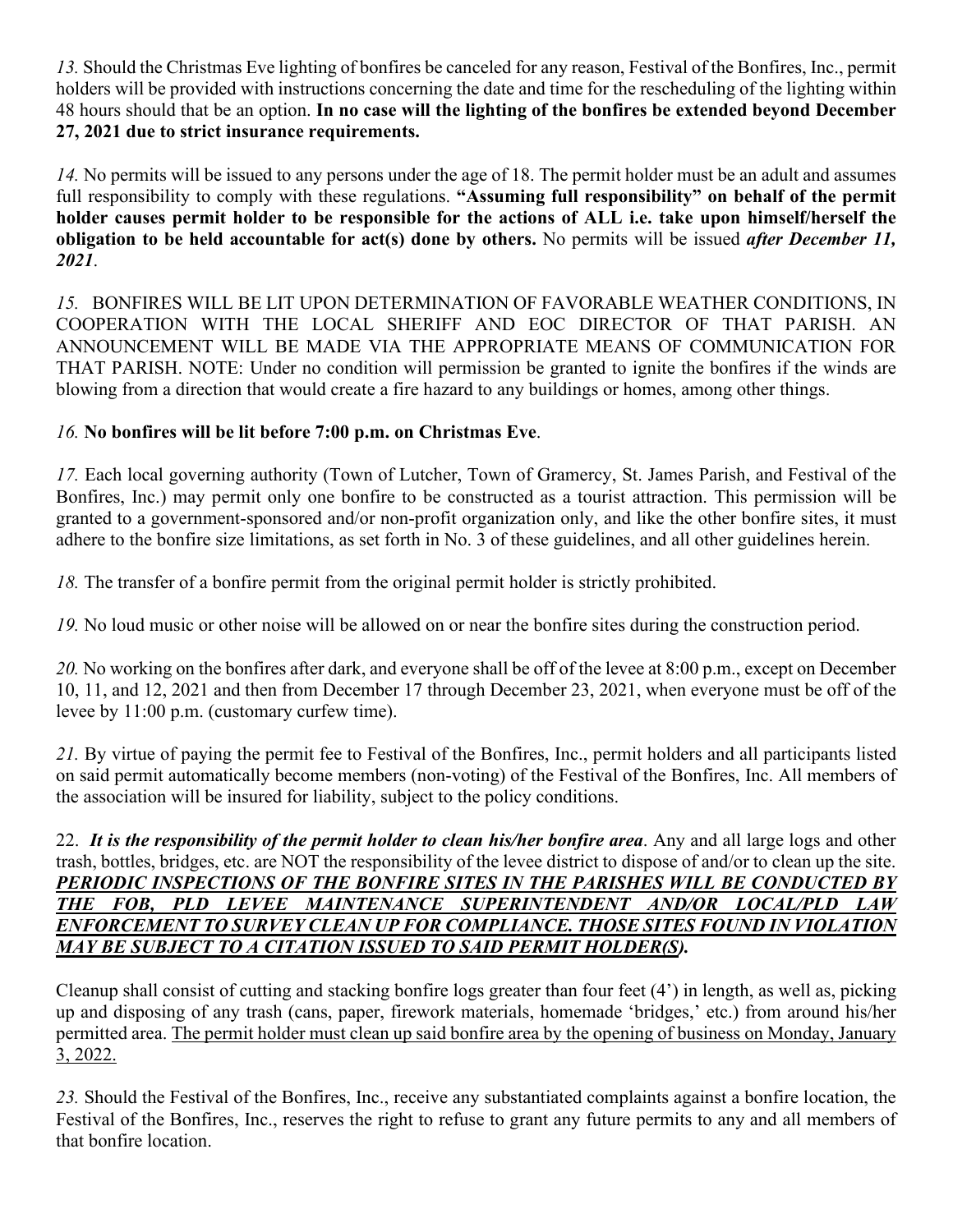*13.* Should the Christmas Eve lighting of bonfires be canceled for any reason, Festival of the Bonfires, Inc., permit holders will be provided with instructions concerning the date and time for the rescheduling of the lighting within 48 hours should that be an option. **In no case will the lighting of the bonfires be extended beyond December 27, 2021 due to strict insurance requirements.**

*14.* No permits will be issued to any persons under the age of 18. The permit holder must be an adult and assumes full responsibility to comply with these regulations. **"Assuming full responsibility" on behalf of the permit holder causes permit holder to be responsible for the actions of ALL i.e. take upon himself/herself the obligation to be held accountable for act(s) done by others.** No permits will be issued ***after December 11, 2021***.

*15.* BONFIRES WILL BE LIT UPON DETERMINATION OF FAVORABLE WEATHER CONDITIONS, IN COOPERATION WITH THE LOCAL SHERIFF AND EOC DIRECTOR OF THAT PARISH. AN ANNOUNCEMENT WILL BE MADE VIA THE APPROPRIATE MEANS OF COMMUNICATION FOR THAT PARISH. NOTE: Under no condition will permission be granted to ignite the bonfires if the winds are blowing from a direction that would create a fire hazard to any buildings or homes, among other things.

*16.* **No bonfires will be lit before 7:00 p.m. on Christmas Eve**.

*17.* Each local governing authority (Town of Lutcher, Town of Gramercy, St. James Parish, and Festival of the Bonfires, Inc.) may permit only one bonfire to be constructed as a tourist attraction. This permission will be granted to a government-sponsored and/or non-profit organization only, and like the other bonfire sites, it must adhere to the bonfire size limitations, as set forth in No. 3 of these guidelines, and all other guidelines herein.

*18.* The transfer of a bonfire permit from the original permit holder is strictly prohibited.

*19.* No loud music or other noise will be allowed on or near the bonfire sites during the construction period.

*20.* No working on the bonfires after dark, and everyone shall be off of the levee at 8:00 p.m., except on December 10, 11, and 12, 2021 and then from December 17 through December 23, 2021, when everyone must be off of the levee by 11:00 p.m. (customary curfew time).

*21.* By virtue of paying the permit fee to Festival of the Bonfires, Inc., permit holders and all participants listed on said permit automatically become members (non-voting) of the Festival of the Bonfires, Inc. All members of the association will be insured for liability, subject to the policy conditions.

22. ***It is the responsibility of the permit holder to clean his/her bonfire area***. Any and all large logs and other trash, bottles, bridges, etc. are NOT the responsibility of the levee district to dispose of and/or to clean up the site. ***PERIODIC INSPECTIONS OF THE BONFIRE SITES IN THE PARISHES WILL BE CONDUCTED BY THE FOB, PLD LEVEE MAINTENANCE SUPERINTENDENT AND/OR LOCAL/PLD LAW ENFORCEMENT TO SURVEY CLEAN UP FOR COMPLIANCE. THOSE SITES FOUND IN VIOLATION MAY BE SUBJECT TO A CITATION ISSUED TO SAID PERMIT HOLDER(S).***

Cleanup shall consist of cutting and stacking bonfire logs greater than four feet (4') in length, as well as, picking up and disposing of any trash (cans, paper, firework materials, homemade 'bridges,' etc.) from around his/her permitted area. The permit holder must clean up said bonfire area by the opening of business on Monday, January 3, 2022.

*23.* Should the Festival of the Bonfires, Inc., receive any substantiated complaints against a bonfire location, the Festival of the Bonfires, Inc., reserves the right to refuse to grant any future permits to any and all members of that bonfire location.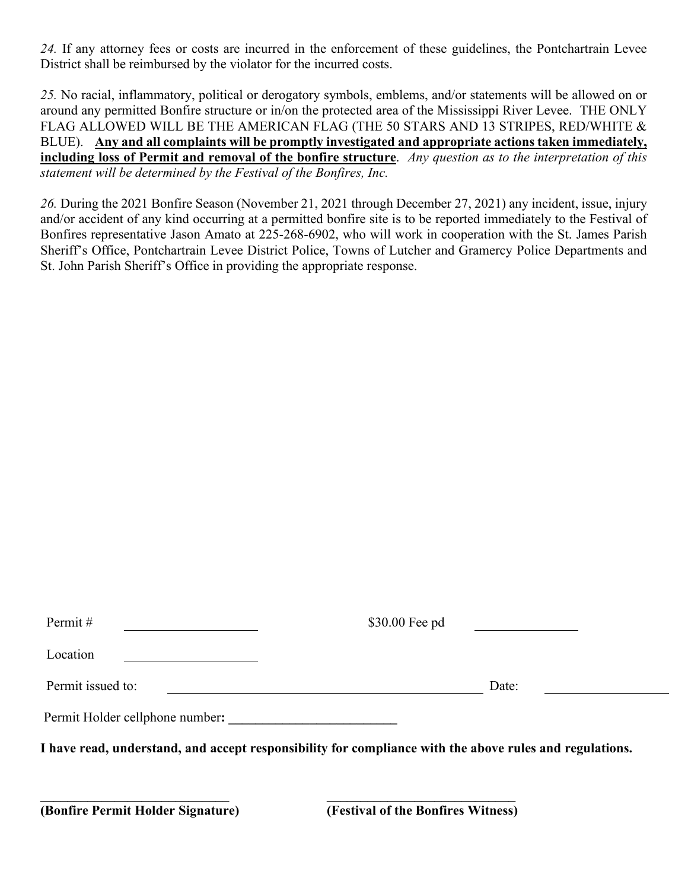*24.* If any attorney fees or costs are incurred in the enforcement of these guidelines, the Pontchartrain Levee District shall be reimbursed by the violator for the incurred costs.

*25.* No racial, inflammatory, political or derogatory symbols, emblems, and/or statements will be allowed on or around any permitted Bonfire structure or in/on the protected area of the Mississippi River Levee. THE ONLY FLAG ALLOWED WILL BE THE AMERICAN FLAG (THE 50 STARS AND 13 STRIPES, RED/WHITE & BLUE). **Any and all complaints will be promptly investigated and appropriate actions taken immediately, including loss of Permit and removal of the bonfire structure**. *Any question as to the interpretation of this statement will be determined by the Festival of the Bonfires, Inc.*

*26.* During the 2021 Bonfire Season (November 21, 2021 through December 27, 2021) any incident, issue, injury and/or accident of any kind occurring at a permitted bonfire site is to be reported immediately to the Festival of Bonfires representative Jason Amato at 225-268-6902, who will work in cooperation with the St. James Parish Sheriff's Office, Pontchartrain Levee District Police, Towns of Lutcher and Gramercy Police Departments and St. John Parish Sheriff's Office in providing the appropriate response.

Permit # ____________________ $30.00 Fee pd _______________

Location ____________________

Permit issued to: ________________________________________________ Date: ____________________

Permit Holder cellphone number: _________________________

**I have read, understand, and accept responsibility for compliance with the above rules and regulations.**

______________________________ ______________________________

**(Bonfire Permit Holder Signature)** **(Festival of the Bonfires Witness)**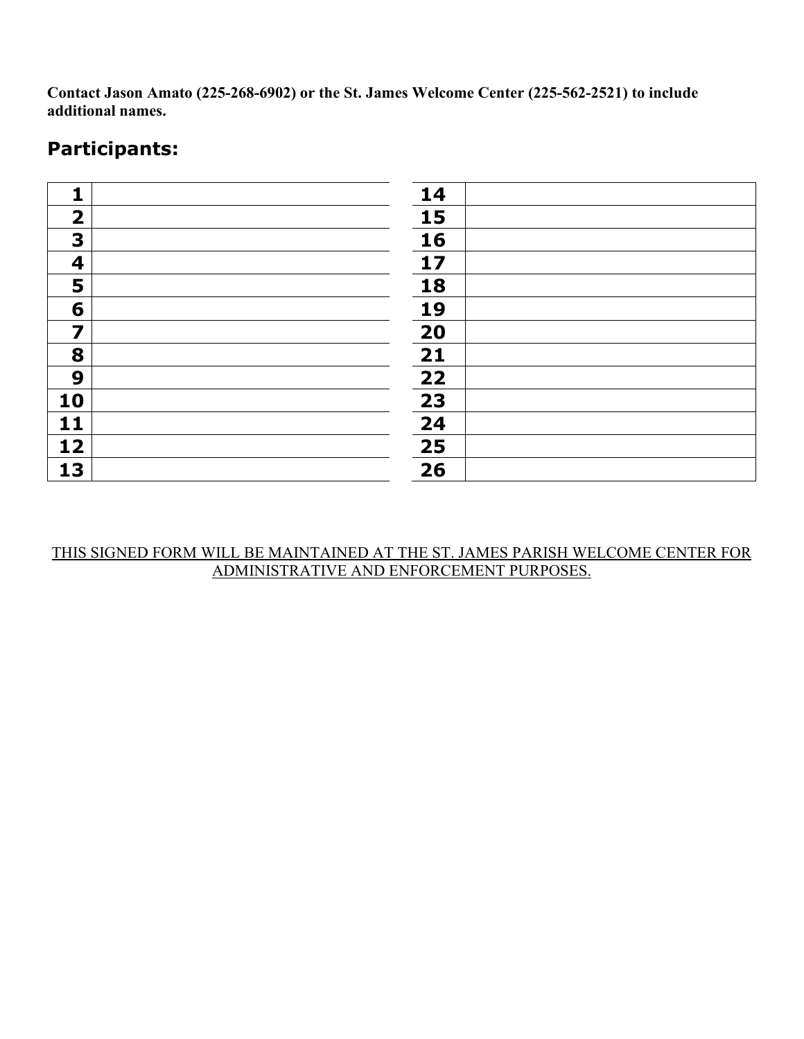**Contact Jason Amato (225-268-6902) or the St. James Welcome Center (225-562-2521) to include additional names.**

## Participants:

| | | | |
|---|---|---|---|
| **1** | | **14** | |
| **2** | | **15** | |
| **3** | | **16** | |
| **4** | | **17** | |
| **5** | | **18** | |
| **6** | | **19** | |
| **7** | | **20** | |
| **8** | | **21** | |
| **9** | | **22** | |
| **10** | | **23** | |
| **11** | | **24** | |
| **12** | | **25** | |
| **13** | | **26** | |

<u>THIS SIGNED FORM WILL BE MAINTAINED AT THE ST. JAMES PARISH WELCOME CENTER FOR ADMINISTRATIVE AND ENFORCEMENT PURPOSES.</u>